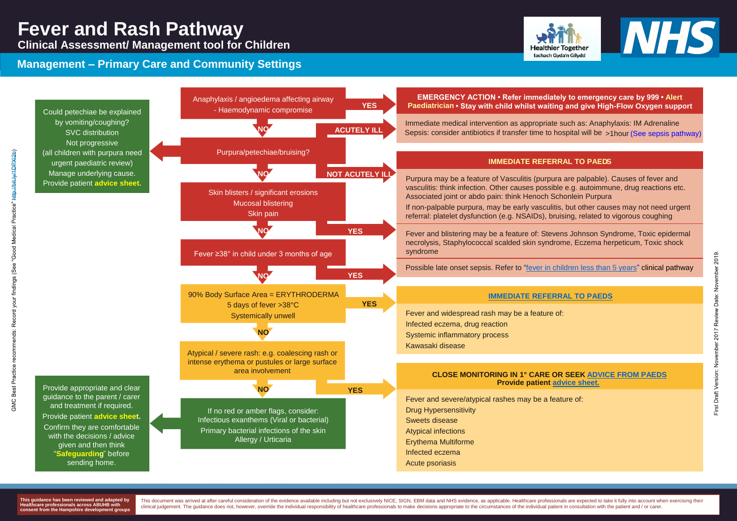# Fever and Rash Pathway

## Clinical Assessment/ Management tool for Children

Healthier Together
Iachach Gyda'n Gilydd

NHS

## Management – Primary Care and Community Settings

**Anaphylaxis / angioedema affecting airway - Haemodynamic compromise**

- YES → **EMERGENCY ACTION • Refer immediately to emergency care by 999 • Alert Paediatrician • Stay with child whilst waiting and give High-Flow Oxygen support**
  - Immediate medical intervention as appropriate such as: Anaphylaxis: IM Adrenaline
  - Sepsis: consider antibiotics if transfer time to hospital will be >1hour (See sepsis pathway)
- NO ↓

**Purpura/petechiae/bruising?**

- ACUTELY ILL → EMERGENCY ACTION (above)
- NOT ACUTELY ILL → **IMMEDIATE REFERRAL TO PAEDS**
  - Purpura may be a feature of Vasculitis (purpura are palpable). Causes of fever and vasculitis: think infection. Other causes possible e.g. autoimmune, drug reactions etc. Associated joint or abdo pain: think Henoch Schonlein Purpura
  - If non-palpable purpura, may be early vasculitis, but other causes may not need urgent referral: platelet dysfunction (e.g. NSAIDs), bruising, related to vigorous coughing
- ← Could petechiae be explained by vomiting/coughing? SVC distribution. Not progressive (all children with purpura need urgent paediatric review). Manage underlying cause. Provide patient **advice sheet.**
- NO ↓

**Skin blisters / significant erosions
Mucosal blistering
Skin pain**

- YES → Fever and blistering may be a feature of: Stevens Johnson Syndrome, Toxic epidermal necrolysis, Staphylococcal scalded skin syndrome, Eczema herpeticum, Toxic shock syndrome
- NO ↓

**Fever ≥38° in child under 3 months of age**

- YES → Possible late onset sepsis. Refer to "fever in children less than 5 years" clinical pathway
- NO ↓

**90% Body Surface Area = ERYTHRODERMA
5 days of fever >38°C
Systemically unwell**

- YES → **IMMEDIATE REFERRAL TO PAEDS**
  - Fever and widespread rash may be a feature of:
  - Infected eczema, drug reaction
  - Systemic inflammatory process
  - Kawasaki disease
- NO ↓

**Atypical / severe rash: e.g. coalescing rash or intense erythema or pustules or large surface area involvement**

- YES → **CLOSE MONITORING IN 1° CARE OR SEEK ADVICE FROM PAEDS**
  **Provide patient advice sheet.**
  - Fever and severe/atypical rashes may be a feature of:
  - Drug Hypersensitivity
  - Sweets disease
  - Atypical infections
  - Erythema Multiforme
  - Infected eczema
  - Acute psoriasis
- NO ↓

**If no red or amber flags, consider:
Infectious exanthems (Viral or bacterial)
Primary bacterial infections of the skin
Allergy / Urticaria**

- ← Provide appropriate and clear guidance to the parent / carer and treatment if required. Provide patient **advice sheet.** Confirm they are comfortable with the decisions / advice given and then think "**Safeguarding**" before sending home.

GMC Best Practice recommends: Record your findings (See "Good Medical Practice" http://bit.ly/1DPX2b)

First Draft Version: November 2017 Review Date: November 2019.

**This guidance has been reviewed and adapted by Healthcare professionals across ABUHB with consent from the Hampshire development groups**

This document was arrived at after careful consideration of the evidence available including but not exclusively NICE, SIGN, EBM data and NHS evidence, as applicable. Healthcare professionals are expected to take it fully into account when exercising their clinical judgement. The guidance does not, however, override the individual responsibility of healthcare professionals to make decisions appropriate to the circumstances of the individual patient in consultation with the patient and / or carer.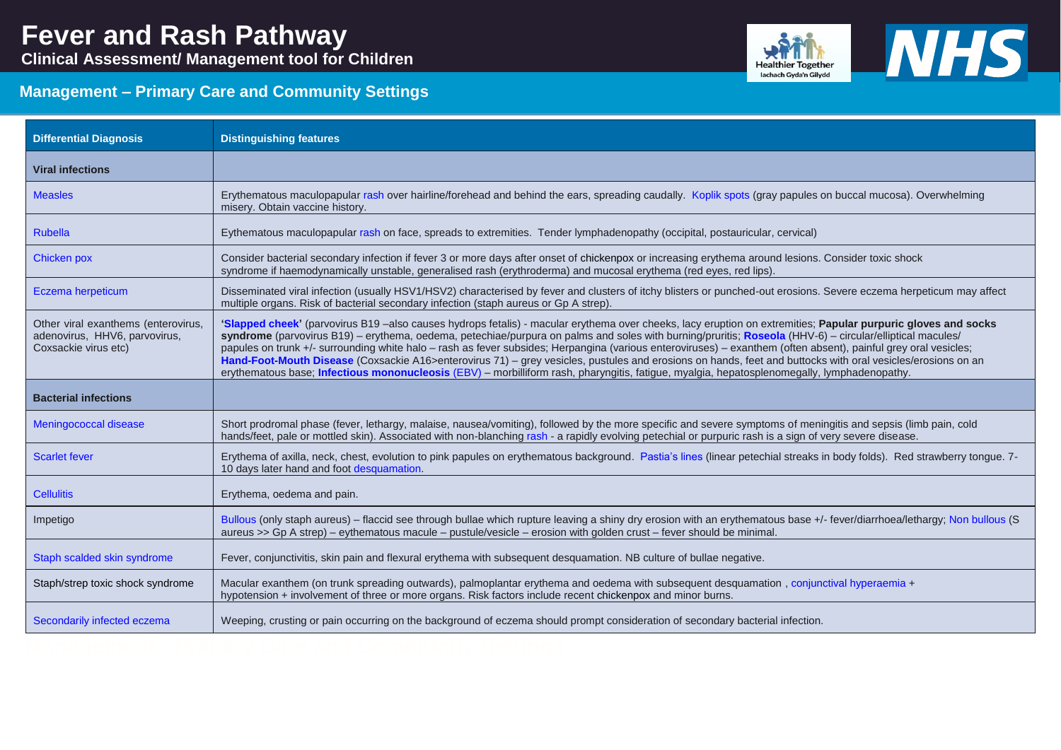# Fever and Rash Pathway

**Clinical Assessment/ Management tool for Children**

## Management – Primary Care and Community Settings

| Differential Diagnosis | Distinguishing features |
|---|---|
| **Viral infections** | |
| Measles | Erythematous maculopapular rash over hairline/forehead and behind the ears, spreading caudally. Koplik spots (gray papules on buccal mucosa). Overwhelming misery. Obtain vaccine history. |
| Rubella | Eythematous maculopapular rash on face, spreads to extremities. Tender lymphadenopathy (occipital, postauricular, cervical) |
| Chicken pox | Consider bacterial secondary infection if fever 3 or more days after onset of chickenpox or increasing erythema around lesions. Consider toxic shock syndrome if haemodynamically unstable, generalised rash (erythroderma) and mucosal erythema (red eyes, red lips). |
| Eczema herpeticum | Disseminated viral infection (usually HSV1/HSV2) characterised by fever and clusters of itchy blisters or punched-out erosions. Severe eczema herpeticum may affect multiple organs. Risk of bacterial secondary infection (staph aureus or Gp A strep). |
| Other viral exanthems (enterovirus, adenovirus, HHV6, parvovirus, Coxsackie virus etc) | **'Slapped cheek'** (parvovirus B19 –also causes hydrops fetalis) - macular erythema over cheeks, lacy eruption on extremities; **Papular purpuric gloves and socks syndrome** (parvovirus B19) – erythema, oedema, petechiae/purpura on palms and soles with burning/pruritis; **Roseola** (HHV-6) – circular/elliptical macules/ papules on trunk +/- surrounding white halo – rash as fever subsides; Herpangina (various enteroviruses) – exanthem (often absent), painful grey oral vesicles; **Hand-Foot-Mouth Disease** (Coxsackie A16>enterovirus 71) – grey vesicles, pustules and erosions on hands, feet and buttocks with oral vesicles/erosions on an erythematous base; **Infectious mononucleosis** (EBV) – morbilliform rash, pharyngitis, fatigue, myalgia, hepatosplenomegally, lymphadenopathy. |
| **Bacterial infections** | |
| Meningococcal disease | Short prodromal phase (fever, lethargy, malaise, nausea/vomiting), followed by the more specific and severe symptoms of meningitis and sepsis (limb pain, cold hands/feet, pale or mottled skin). Associated with non-blanching rash - a rapidly evolving petechial or purpuric rash is a sign of very severe disease. |
| Scarlet fever | Erythema of axilla, neck, chest, evolution to pink papules on erythematous background. Pastia's lines (linear petechial streaks in body folds). Red strawberry tongue. 7-10 days later hand and foot desquamation. |
| Cellulitis | Erythema, oedema and pain. |
| Impetigo | Bullous (only staph aureus) – flaccid see through bullae which rupture leaving a shiny dry erosion with an erythematous base +/- fever/diarrhoea/lethargy; Non bullous (S aureus >> Gp A strep) – eythematous macule – pustule/vesicle – erosion with golden crust – fever should be minimal. |
| Staph scalded skin syndrome | Fever, conjunctivitis, skin pain and flexural erythema with subsequent desquamation. NB culture of bullae negative. |
| Staph/strep toxic shock syndrome | Macular exanthem (on trunk spreading outwards), palmoplantar erythema and oedema with subsequent desquamation , conjunctival hyperaemia + hypotension + involvement of three or more organs. Risk factors include recent chickenpox and minor burns. |
| Secondarily infected eczema | Weeping, crusting or pain occurring on the background of eczema should prompt consideration of secondary bacterial infection. |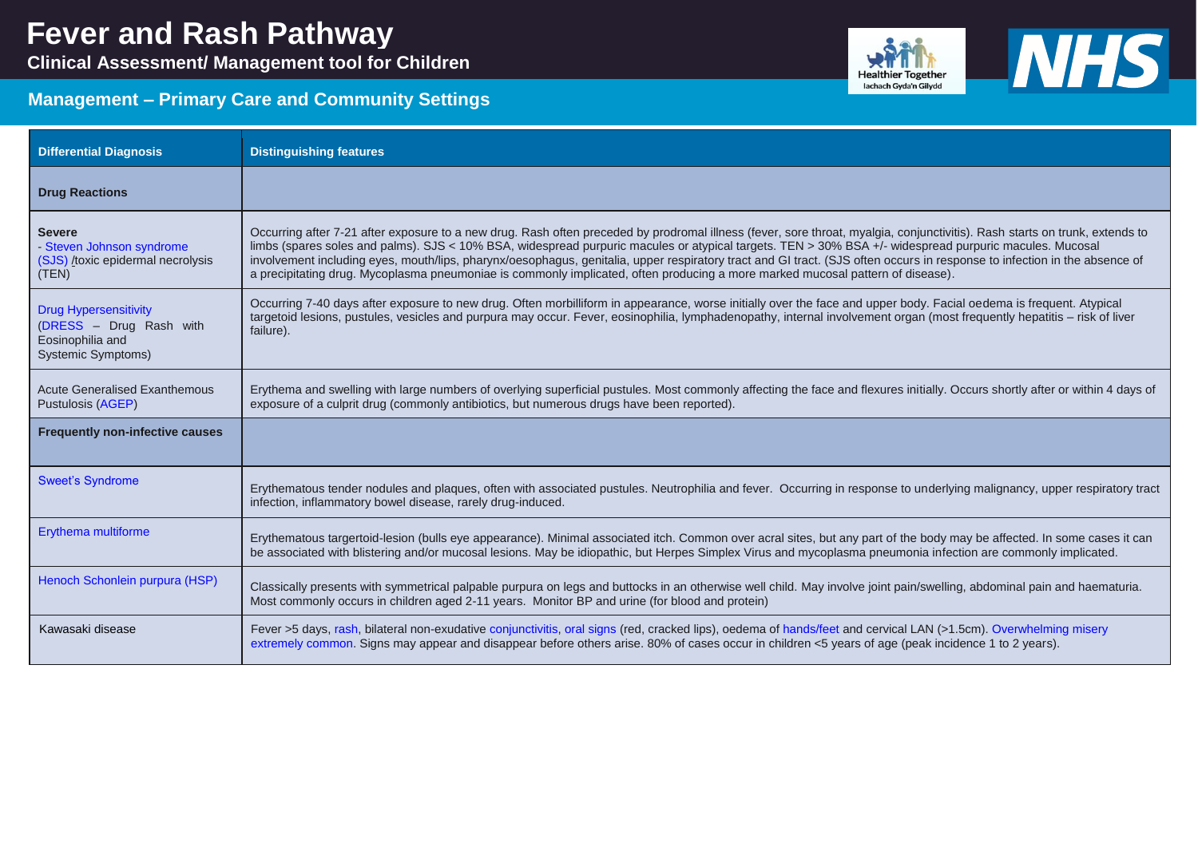# Fever and Rash Pathway

**Clinical Assessment/ Management tool for Children**

## Management – Primary Care and Community Settings

| Differential Diagnosis | Distinguishing features |
|---|---|
| **Drug Reactions** | |
| **Severe** - Steven Johnson syndrome (SJS) /toxic epidermal necrolysis (TEN) | Occurring after 7-21 after exposure to a new drug. Rash often preceded by prodromal illness (fever, sore throat, myalgia, conjunctivitis). Rash starts on trunk, extends to limbs (spares soles and palms). SJS < 10% BSA, widespread purpuric macules or atypical targets. TEN > 30% BSA +/- widespread purpuric macules. Mucosal involvement including eyes, mouth/lips, pharynx/oesophagus, genitalia, upper respiratory tract and GI tract. (SJS often occurs in response to infection in the absence of a precipitating drug. Mycoplasma pneumoniae is commonly implicated, often producing a more marked mucosal pattern of disease). |
| Drug Hypersensitivity (DRESS – Drug Rash with Eosinophilia and Systemic Symptoms) | Occurring 7-40 days after exposure to new drug. Often morbilliform in appearance, worse initially over the face and upper body. Facial oedema is frequent. Atypical targetoid lesions, pustules, vesicles and purpura may occur. Fever, eosinophilia, lymphadenopathy, internal involvement organ (most frequently hepatitis – risk of liver failure). |
| Acute Generalised Exanthemous Pustulosis (AGEP) | Erythema and swelling with large numbers of overlying superficial pustules. Most commonly affecting the face and flexures initially. Occurs shortly after or within 4 days of exposure of a culprit drug (commonly antibiotics, but numerous drugs have been reported). |
| **Frequently non-infective causes** | |
| Sweet's Syndrome | Erythematous tender nodules and plaques, often with associated pustules. Neutrophilia and fever. Occurring in response to underlying malignancy, upper respiratory tract infection, inflammatory bowel disease, rarely drug-induced. |
| Erythema multiforme | Erythematous targertoid-lesion (bulls eye appearance). Minimal associated itch. Common over acral sites, but any part of the body may be affected. In some cases it can be associated with blistering and/or mucosal lesions. May be idiopathic, but Herpes Simplex Virus and mycoplasma pneumonia infection are commonly implicated. |
| Henoch Schonlein purpura (HSP) | Classically presents with symmetrical palpable purpura on legs and buttocks in an otherwise well child. May involve joint pain/swelling, abdominal pain and haematuria. Most commonly occurs in children aged 2-11 years. Monitor BP and urine (for blood and protein) |
| Kawasaki disease | Fever >5 days, rash, bilateral non-exudative conjunctivitis, oral signs (red, cracked lips), oedema of hands/feet and cervical LAN (>1.5cm). Overwhelming misery extremely common. Signs may appear and disappear before others arise. 80% of cases occur in children <5 years of age (peak incidence 1 to 2 years). |